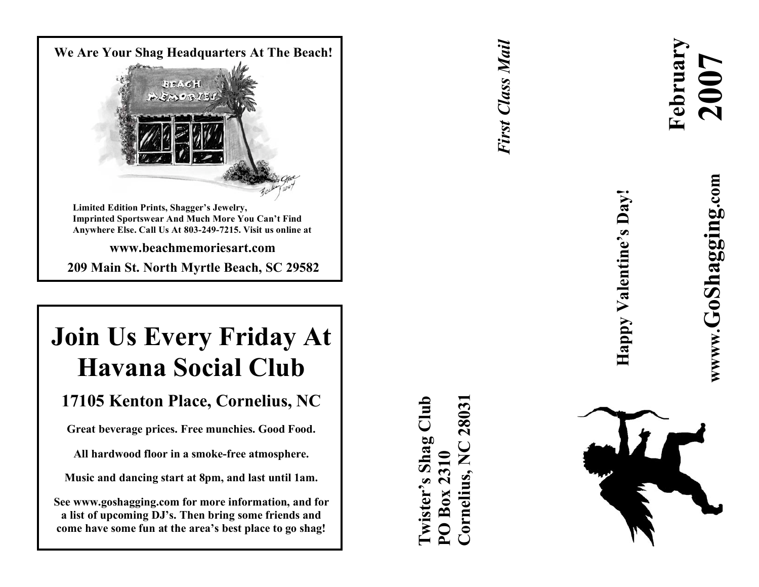**We Are Your Shag Headquarters At The Beach!**

**Limited Edition Prints, Shagger's Jewelry, Imprinted Sportswear And Much More You Can't Find Anywhere Else. Call Us At 803-249-7215. Visit us online at**

**www.beachmemoriesart.com**

**209 Main St. North Myrtle Beach, SC 29582**

# Join Us Every Friday At Havana Social Club

## 17105 Kenton Place, Cornelius, NC

**Great beverage prices. Free munchies. Good Food.**

**All hardwood floor in a smoke-free atmosphere.**

**Music and dancing start at 8pm, and last until 1am.**

**See www.goshagging.com for more information, and for a list of upcoming DJ's. Then bring some friends and come have some fun at the area's best place to go shag!**

**Twister's Shag Club**
**PO Box 2310**
**Cornelius, NC 28031**

***First Class Mail***

**Happy Valentine's Day!**

**February 2007**

**wwww.GoShagging.com**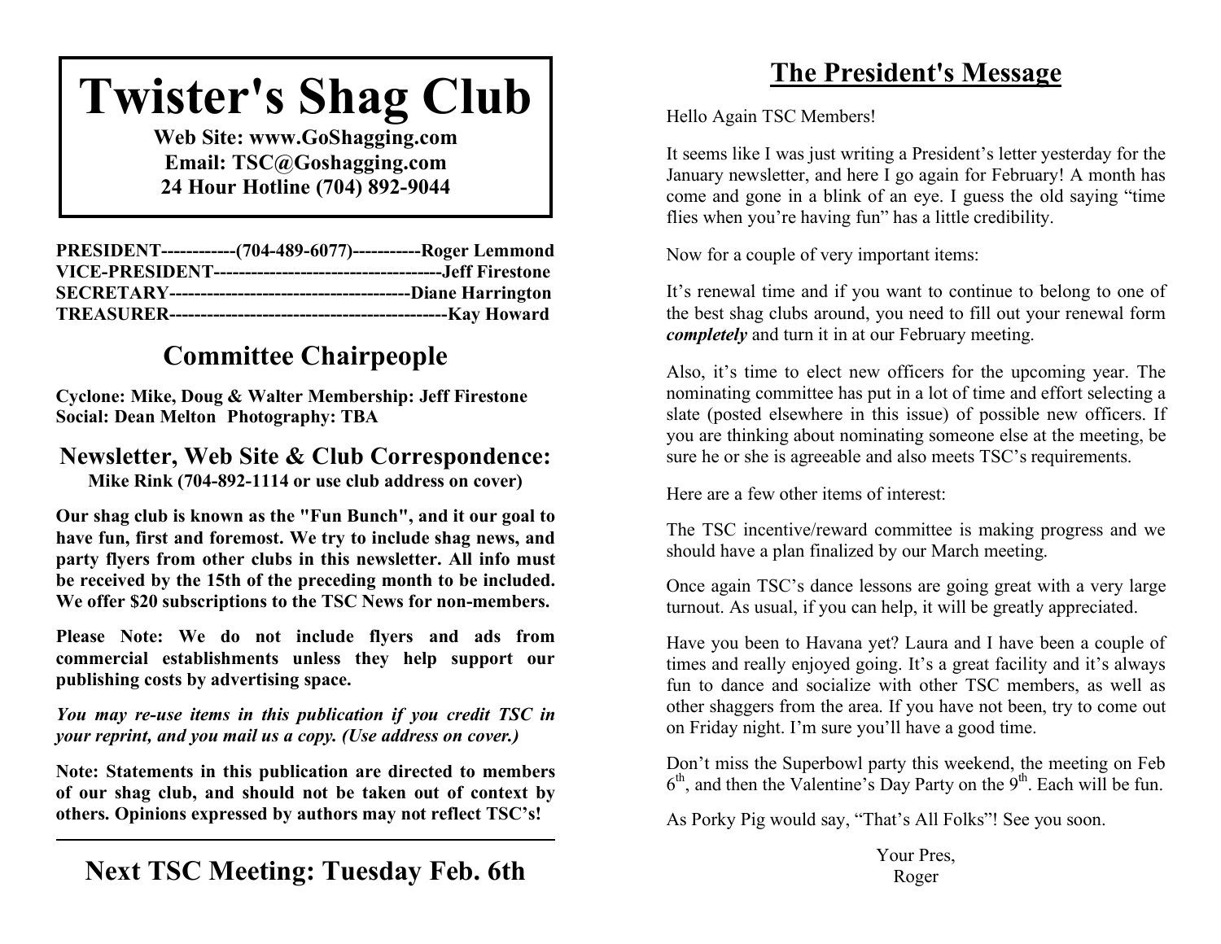# Twister's Shag Club

**Web Site: www.GoShagging.com**
**Email: TSC@Goshagging.com**
**24 Hour Hotline (704) 892-9044**

**PRESIDENT------------(704-489-6077)-----------Roger Lemmond**
**VICE-PRESIDENT-------------------------------------Jeff Firestone**
**SECRETARY---------------------------------------Diane Harrington**
**TREASURER---------------------------------------------Kay Howard**

## Committee Chairpeople

**Cyclone: Mike, Doug & Walter Membership: Jeff Firestone**
**Social: Dean Melton Photography: TBA**

### Newsletter, Web Site & Club Correspondence:

**Mike Rink (704-892-1114 or use club address on cover)**

**Our shag club is known as the "Fun Bunch", and it our goal to have fun, first and foremost. We try to include shag news, and party flyers from other clubs in this newsletter. All info must be received by the 15th of the preceding month to be included. We offer $20 subscriptions to the TSC News for non-members.**

**Please Note: We do not include flyers and ads from commercial establishments unless they help support our publishing costs by advertising space.**

***You may re-use items in this publication if you credit TSC in your reprint, and you mail us a copy. (Use address on cover.)***

**Note: Statements in this publication are directed to members of our shag club, and should not be taken out of context by others. Opinions expressed by authors may not reflect TSC's!**

---

## Next TSC Meeting: Tuesday Feb. 6th

## The President's Message

Hello Again TSC Members!

It seems like I was just writing a President's letter yesterday for the January newsletter, and here I go again for February! A month has come and gone in a blink of an eye. I guess the old saying "time flies when you're having fun" has a little credibility.

Now for a couple of very important items:

It's renewal time and if you want to continue to belong to one of the best shag clubs around, you need to fill out your renewal form ***completely*** and turn it in at our February meeting.

Also, it's time to elect new officers for the upcoming year. The nominating committee has put in a lot of time and effort selecting a slate (posted elsewhere in this issue) of possible new officers. If you are thinking about nominating someone else at the meeting, be sure he or she is agreeable and also meets TSC's requirements.

Here are a few other items of interest:

The TSC incentive/reward committee is making progress and we should have a plan finalized by our March meeting.

Once again TSC's dance lessons are going great with a very large turnout. As usual, if you can help, it will be greatly appreciated.

Have you been to Havana yet? Laura and I have been a couple of times and really enjoyed going. It's a great facility and it's always fun to dance and socialize with other TSC members, as well as other shaggers from the area. If you have not been, try to come out on Friday night. I'm sure you'll have a good time.

Don't miss the Superbowl party this weekend, the meeting on Feb 6th, and then the Valentine's Day Party on the 9th. Each will be fun.

As Porky Pig would say, "That's All Folks"! See you soon.

Your Pres,
Roger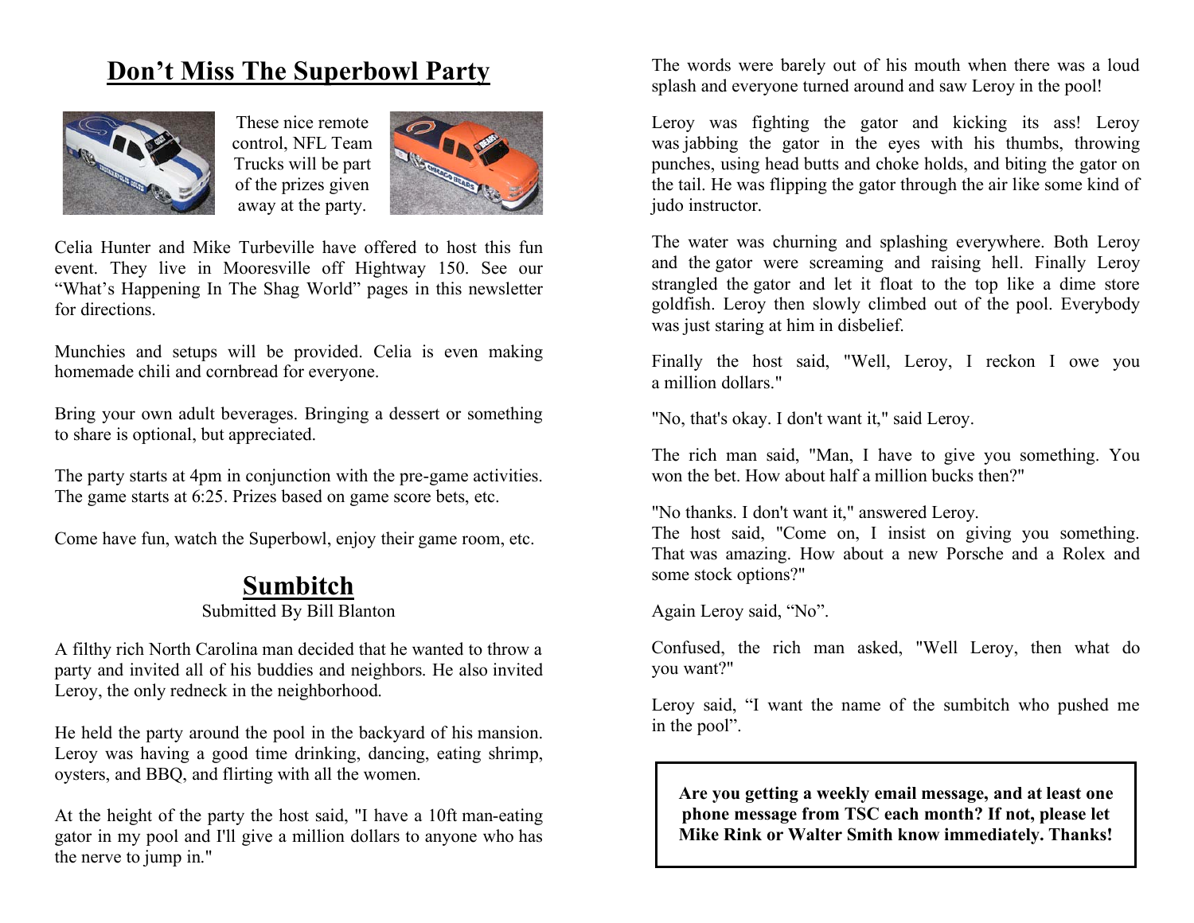## Don't Miss The Superbowl Party

These nice remote control, NFL Team Trucks will be part of the prizes given away at the party.

Celia Hunter and Mike Turbeville have offered to host this fun event. They live in Mooresville off Hightway 150. See our "What's Happening In The Shag World" pages in this newsletter for directions.

Munchies and setups will be provided. Celia is even making homemade chili and cornbread for everyone.

Bring your own adult beverages. Bringing a dessert or something to share is optional, but appreciated.

The party starts at 4pm in conjunction with the pre-game activities. The game starts at 6:25. Prizes based on game score bets, etc.

Come have fun, watch the Superbowl, enjoy their game room, etc.

## Sumbitch

Submitted By Bill Blanton

A filthy rich North Carolina man decided that he wanted to throw a party and invited all of his buddies and neighbors. He also invited Leroy, the only redneck in the neighborhood.

He held the party around the pool in the backyard of his mansion. Leroy was having a good time drinking, dancing, eating shrimp, oysters, and BBQ, and flirting with all the women.

At the height of the party the host said, "I have a 10ft man-eating gator in my pool and I'll give a million dollars to anyone who has the nerve to jump in."

The words were barely out of his mouth when there was a loud splash and everyone turned around and saw Leroy in the pool!

Leroy was fighting the gator and kicking its ass! Leroy was jabbing the gator in the eyes with his thumbs, throwing punches, using head butts and choke holds, and biting the gator on the tail. He was flipping the gator through the air like some kind of judo instructor.

The water was churning and splashing everywhere. Both Leroy and the gator were screaming and raising hell. Finally Leroy strangled the gator and let it float to the top like a dime store goldfish. Leroy then slowly climbed out of the pool. Everybody was just staring at him in disbelief.

Finally the host said, "Well, Leroy, I reckon I owe you a million dollars."

"No, that's okay. I don't want it," said Leroy.

The rich man said, "Man, I have to give you something. You won the bet. How about half a million bucks then?"

"No thanks. I don't want it," answered Leroy.
The host said, "Come on, I insist on giving you something. That was amazing. How about a new Porsche and a Rolex and some stock options?"

Again Leroy said, "No".

Confused, the rich man asked, "Well Leroy, then what do you want?"

Leroy said, "I want the name of the sumbitch who pushed me in the pool".

**Are you getting a weekly email message, and at least one phone message from TSC each month? If not, please let Mike Rink or Walter Smith know immediately. Thanks!**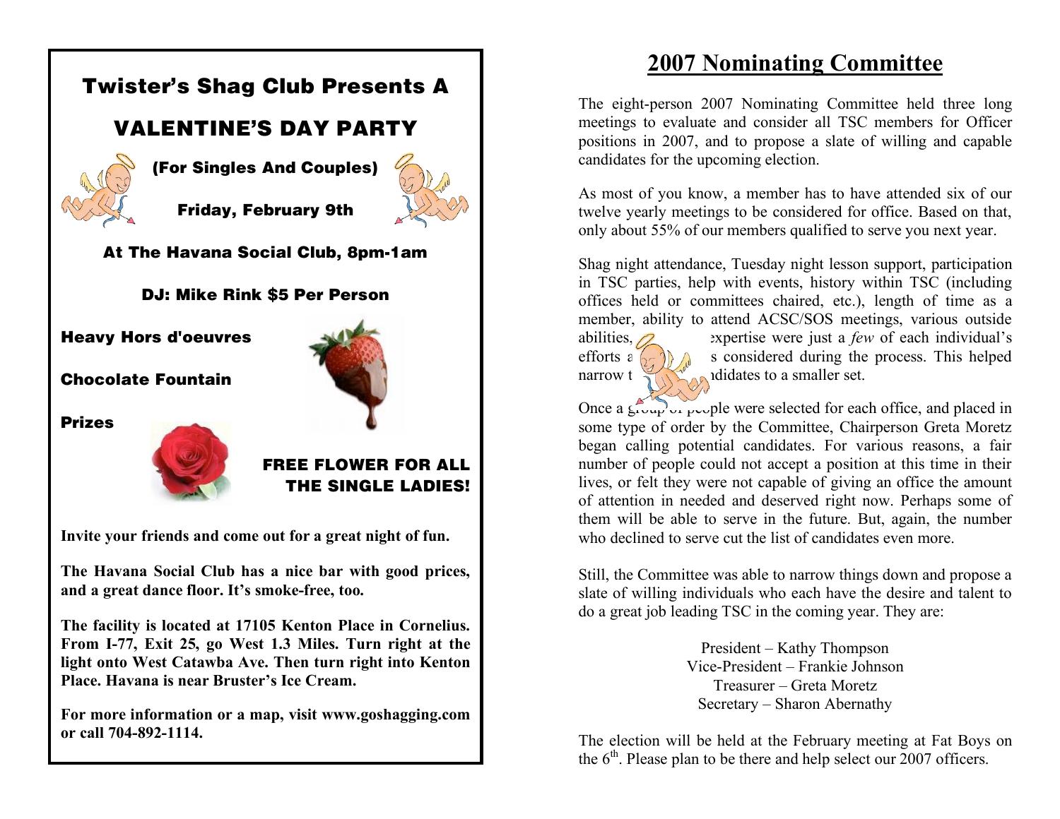## Twister's Shag Club Presents A

## VALENTINE'S DAY PARTY

**(For Singles And Couples)**

**Friday, February 9th**

**At The Havana Social Club, 8pm-1am**

**DJ: Mike Rink $5 Per Person**

**Heavy Hors d'oeuvres**

**Chocolate Fountain**

**Prizes**

**FREE FLOWER FOR ALL THE SINGLE LADIES!**

**Invite your friends and come out for a great night of fun.**

**The Havana Social Club has a nice bar with good prices, and a great dance floor. It's smoke-free, too.**

**The facility is located at 17105 Kenton Place in Cornelius. From I-77, Exit 25, go West 1.3 Miles. Turn right at the light onto West Catawba Ave. Then turn right into Kenton Place. Havana is near Bruster's Ice Cream.**

**For more information or a map, visit www.goshagging.com or call 704-892-1114.**

# 2007 Nominating Committee

The eight-person 2007 Nominating Committee held three long meetings to evaluate and consider all TSC members for Officer positions in 2007, and to propose a slate of willing and capable candidates for the upcoming election.

As most of you know, a member has to have attended six of our twelve yearly meetings to be considered for office. Based on that, only about 55% of our members qualified to serve you next year.

Shag night attendance, Tuesday night lesson support, participation in TSC parties, help with events, history within TSC (including offices held or committees chaired, etc.), length of time as a member, ability to attend ACSC/SOS meetings, various outside abilities, and expertise were just a *few* of each individual's efforts and qualities considered during the process. This helped narrow the list of candidates to a smaller set.

Once a group of people were selected for each office, and placed in some type of order by the Committee, Chairperson Greta Moretz began calling potential candidates. For various reasons, a fair number of people could not accept a position at this time in their lives, or felt they were not capable of giving an office the amount of attention in needed and deserved right now. Perhaps some of them will be able to serve in the future. But, again, the number who declined to serve cut the list of candidates even more.

Still, the Committee was able to narrow things down and propose a slate of willing individuals who each have the desire and talent to do a great job leading TSC in the coming year. They are:

President – Kathy Thompson
Vice-President – Frankie Johnson
Treasurer – Greta Moretz
Secretary – Sharon Abernathy

The election will be held at the February meeting at Fat Boys on the 6th. Please plan to be there and help select our 2007 officers.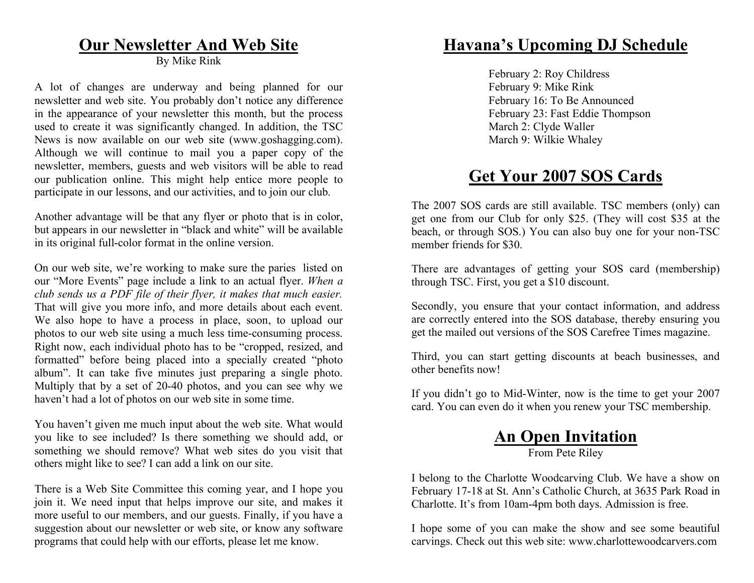## Our Newsletter And Web Site

By Mike Rink

A lot of changes are underway and being planned for our newsletter and web site. You probably don't notice any difference in the appearance of your newsletter this month, but the process used to create it was significantly changed. In addition, the TSC News is now available on our web site (www.goshagging.com). Although we will continue to mail you a paper copy of the newsletter, members, guests and web visitors will be able to read our publication online. This might help entice more people to participate in our lessons, and our activities, and to join our club.

Another advantage will be that any flyer or photo that is in color, but appears in our newsletter in "black and white" will be available in its original full-color format in the online version.

On our web site, we're working to make sure the paries listed on our "More Events" page include a link to an actual flyer. *When a club sends us a PDF file of their flyer, it makes that much easier.* That will give you more info, and more details about each event. We also hope to have a process in place, soon, to upload our photos to our web site using a much less time-consuming process. Right now, each individual photo has to be "cropped, resized, and formatted" before being placed into a specially created "photo album". It can take five minutes just preparing a single photo. Multiply that by a set of 20-40 photos, and you can see why we haven't had a lot of photos on our web site in some time.

You haven't given me much input about the web site. What would you like to see included? Is there something we should add, or something we should remove? What web sites do you visit that others might like to see? I can add a link on our site.

There is a Web Site Committee this coming year, and I hope you join it. We need input that helps improve our site, and makes it more useful to our members, and our guests. Finally, if you have a suggestion about our newsletter or web site, or know any software programs that could help with our efforts, please let me know.

## Havana's Upcoming DJ Schedule

February 2: Roy Childress
February 9: Mike Rink
February 16: To Be Announced
February 23: Fast Eddie Thompson
March 2: Clyde Waller
March 9: Wilkie Whaley

## Get Your 2007 SOS Cards

The 2007 SOS cards are still available. TSC members (only) can get one from our Club for only $25. (They will cost $35 at the beach, or through SOS.) You can also buy one for your non-TSC member friends for $30.

There are advantages of getting your SOS card (membership) through TSC. First, you get a $10 discount.

Secondly, you ensure that your contact information, and address are correctly entered into the SOS database, thereby ensuring you get the mailed out versions of the SOS Carefree Times magazine.

Third, you can start getting discounts at beach businesses, and other benefits now!

If you didn't go to Mid-Winter, now is the time to get your 2007 card. You can even do it when you renew your TSC membership.

## An Open Invitation

From Pete Riley

I belong to the Charlotte Woodcarving Club. We have a show on February 17-18 at St. Ann's Catholic Church, at 3635 Park Road in Charlotte. It's from 10am-4pm both days. Admission is free.

I hope some of you can make the show and see some beautiful carvings. Check out this web site: www.charlottewoodcarvers.com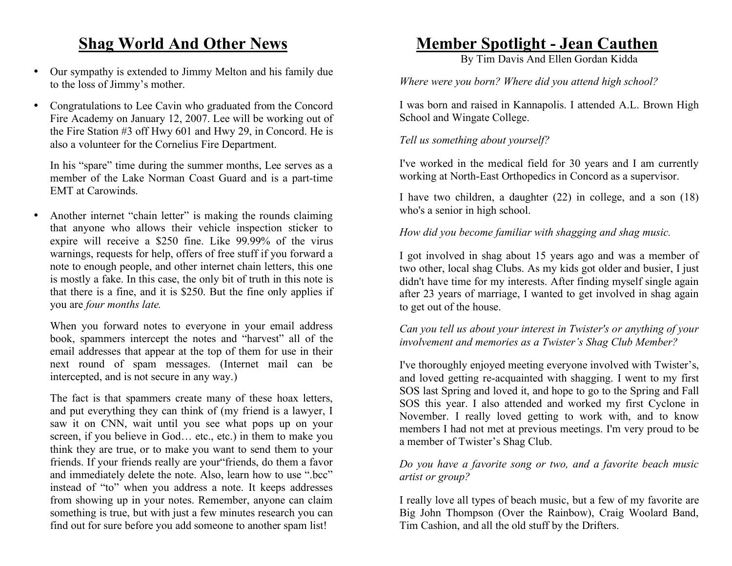# Shag World And Other News

- Our sympathy is extended to Jimmy Melton and his family due to the loss of Jimmy's mother.

- Congratulations to Lee Cavin who graduated from the Concord Fire Academy on January 12, 2007. Lee will be working out of the Fire Station #3 off Hwy 601 and Hwy 29, in Concord. He is also a volunteer for the Cornelius Fire Department.

  In his "spare" time during the summer months, Lee serves as a member of the Lake Norman Coast Guard and is a part-time EMT at Carowinds.

- Another internet "chain letter" is making the rounds claiming that anyone who allows their vehicle inspection sticker to expire will receive a $250 fine. Like 99.99% of the virus warnings, requests for help, offers of free stuff if you forward a note to enough people, and other internet chain letters, this one is mostly a fake. In this case, the only bit of truth in this note is that there is a fine, and it is $250. But the fine only applies if you are *four months late.*

  When you forward notes to everyone in your email address book, spammers intercept the notes and "harvest" all of the email addresses that appear at the top of them for use in their next round of spam messages. (Internet mail can be intercepted, and is not secure in any way.)

  The fact is that spammers create many of these hoax letters, and put everything they can think of (my friend is a lawyer, I saw it on CNN, wait until you see what pops up on your screen, if you believe in God… etc., etc.) in them to make you think they are true, or to make you want to send them to your friends. If your friends really are your"friends, do them a favor and immediately delete the note. Also, learn how to use ".bcc" instead of "to" when you address a note. It keeps addresses from showing up in your notes. Remember, anyone can claim something is true, but with just a few minutes research you can find out for sure before you add someone to another spam list!

# Member Spotlight - Jean Cauthen

By Tim Davis And Ellen Gordan Kidda

*Where were you born? Where did you attend high school?*

I was born and raised in Kannapolis. I attended A.L. Brown High School and Wingate College.

*Tell us something about yourself?*

I've worked in the medical field for 30 years and I am currently working at North-East Orthopedics in Concord as a supervisor.

I have two children, a daughter (22) in college, and a son (18) who's a senior in high school.

*How did you become familiar with shagging and shag music.*

I got involved in shag about 15 years ago and was a member of two other, local shag Clubs. As my kids got older and busier, I just didn't have time for my interests. After finding myself single again after 23 years of marriage, I wanted to get involved in shag again to get out of the house.

*Can you tell us about your interest in Twister's or anything of your involvement and memories as a Twister's Shag Club Member?*

I've thoroughly enjoyed meeting everyone involved with Twister's, and loved getting re-acquainted with shagging. I went to my first SOS last Spring and loved it, and hope to go to the Spring and Fall SOS this year. I also attended and worked my first Cyclone in November. I really loved getting to work with, and to know members I had not met at previous meetings. I'm very proud to be a member of Twister's Shag Club.

*Do you have a favorite song or two, and a favorite beach music artist or group?*

I really love all types of beach music, but a few of my favorite are Big John Thompson (Over the Rainbow), Craig Woolard Band, Tim Cashion, and all the old stuff by the Drifters.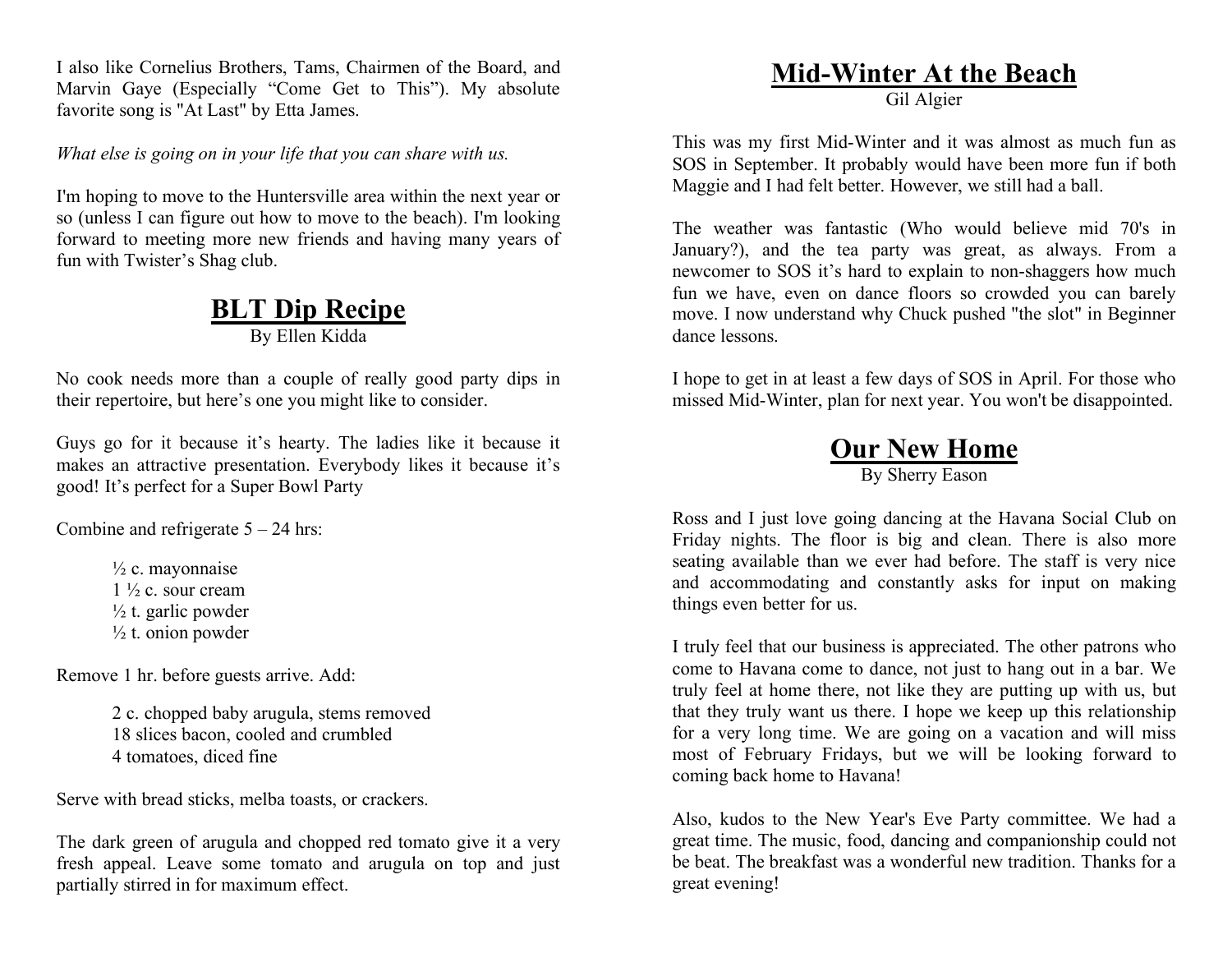I also like Cornelius Brothers, Tams, Chairmen of the Board, and Marvin Gaye (Especially "Come Get to This"). My absolute favorite song is "At Last" by Etta James.

*What else is going on in your life that you can share with us.*

I'm hoping to move to the Huntersville area within the next year or so (unless I can figure out how to move to the beach). I'm looking forward to meeting more new friends and having many years of fun with Twister's Shag club.

## BLT Dip Recipe

By Ellen Kidda

No cook needs more than a couple of really good party dips in their repertoire, but here's one you might like to consider.

Guys go for it because it's hearty. The ladies like it because it makes an attractive presentation. Everybody likes it because it's good! It's perfect for a Super Bowl Party

Combine and refrigerate 5 – 24 hrs:

½ c. mayonnaise
1 ½ c. sour cream
½ t. garlic powder
½ t. onion powder

Remove 1 hr. before guests arrive. Add:

2 c. chopped baby arugula, stems removed
18 slices bacon, cooled and crumbled
4 tomatoes, diced fine

Serve with bread sticks, melba toasts, or crackers.

The dark green of arugula and chopped red tomato give it a very fresh appeal. Leave some tomato and arugula on top and just partially stirred in for maximum effect.

## Mid-Winter At the Beach

Gil Algier

This was my first Mid-Winter and it was almost as much fun as SOS in September. It probably would have been more fun if both Maggie and I had felt better. However, we still had a ball.

The weather was fantastic (Who would believe mid 70's in January?), and the tea party was great, as always. From a newcomer to SOS it's hard to explain to non-shaggers how much fun we have, even on dance floors so crowded you can barely move. I now understand why Chuck pushed "the slot" in Beginner dance lessons.

I hope to get in at least a few days of SOS in April. For those who missed Mid-Winter, plan for next year. You won't be disappointed.

## Our New Home

By Sherry Eason

Ross and I just love going dancing at the Havana Social Club on Friday nights. The floor is big and clean. There is also more seating available than we ever had before. The staff is very nice and accommodating and constantly asks for input on making things even better for us.

I truly feel that our business is appreciated. The other patrons who come to Havana come to dance, not just to hang out in a bar. We truly feel at home there, not like they are putting up with us, but that they truly want us there. I hope we keep up this relationship for a very long time. We are going on a vacation and will miss most of February Fridays, but we will be looking forward to coming back home to Havana!

Also, kudos to the New Year's Eve Party committee. We had a great time. The music, food, dancing and companionship could not be beat. The breakfast was a wonderful new tradition. Thanks for a great evening!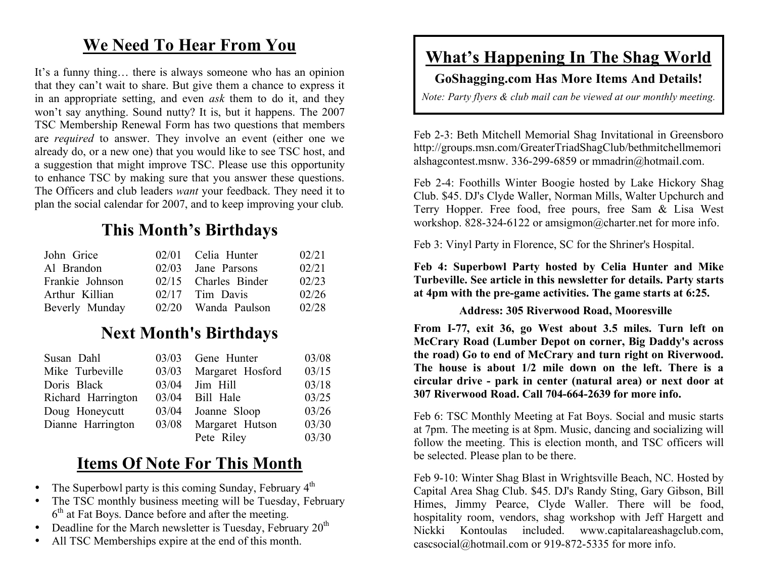## We Need To Hear From You

It's a funny thing… there is always someone who has an opinion that they can't wait to share. But give them a chance to express it in an appropriate setting, and even *ask* them to do it, and they won't say anything. Sound nutty? It is, but it happens. The 2007 TSC Membership Renewal Form has two questions that members are *required* to answer. They involve an event (either one we already do, or a new one) that you would like to see TSC host, and a suggestion that might improve TSC. Please use this opportunity to enhance TSC by making sure that you answer these questions. The Officers and club leaders *want* your feedback. They need it to plan the social calendar for 2007, and to keep improving your club.

## This Month's Birthdays

| | | | |
|---|---|---|---|
| John Grice | 02/01 | Celia Hunter | 02/21 |
| Al Brandon | 02/03 | Jane Parsons | 02/21 |
| Frankie Johnson | 02/15 | Charles Binder | 02/23 |
| Arthur Killian | 02/17 | Tim Davis | 02/26 |
| Beverly Munday | 02/20 | Wanda Paulson | 02/28 |

## Next Month's Birthdays

| | | | |
|---|---|---|---|
| Susan Dahl | 03/03 | Gene Hunter | 03/08 |
| Mike Turbeville | 03/03 | Margaret Hosford | 03/15 |
| Doris Black | 03/04 | Jim Hill | 03/18 |
| Richard Harrington | 03/04 | Bill Hale | 03/25 |
| Doug Honeycutt | 03/04 | Joanne Sloop | 03/26 |
| Dianne Harrington | 03/08 | Margaret Hutson | 03/30 |
| | | Pete Riley | 03/30 |

## Items Of Note For This Month

- The Superbowl party is this coming Sunday, February 4th
- The TSC monthly business meeting will be Tuesday, February 6th at Fat Boys. Dance before and after the meeting.
- Deadline for the March newsletter is Tuesday, February 20th
- All TSC Memberships expire at the end of this month.

## What's Happening In The Shag World

**GoShagging.com Has More Items And Details!**

*Note: Party flyers & club mail can be viewed at our monthly meeting.*

Feb 2-3: Beth Mitchell Memorial Shag Invitational in Greensboro http://groups.msn.com/GreaterTriadShagClub/bethmitchellmemorialshagcontest.msnw. 336-299-6859 or mmadrin@hotmail.com.

Feb 2-4: Foothills Winter Boogie hosted by Lake Hickory Shag Club. $45. DJ's Clyde Waller, Norman Mills, Walter Upchurch and Terry Hopper. Free food, free pours, free Sam & Lisa West workshop. 828-324-6122 or amsigmon@charter.net for more info.

Feb 3: Vinyl Party in Florence, SC for the Shriner's Hospital.

**Feb 4: Superbowl Party hosted by Celia Hunter and Mike Turbeville. See article in this newsletter for details. Party starts at 4pm with the pre-game activities. The game starts at 6:25.**

**Address: 305 Riverwood Road, Mooresville**

**From I-77, exit 36, go West about 3.5 miles. Turn left on McCrary Road (Lumber Depot on corner, Big Daddy's across the road) Go to end of McCrary and turn right on Riverwood. The house is about 1/2 mile down on the left. There is a circular drive - park in center (natural area) or next door at 307 Riverwood Road. Call 704-664-2639 for more info.**

Feb 6: TSC Monthly Meeting at Fat Boys. Social and music starts at 7pm. The meeting is at 8pm. Music, dancing and socializing will follow the meeting. This is election month, and TSC officers will be selected. Please plan to be there.

Feb 9-10: Winter Shag Blast in Wrightsville Beach, NC. Hosted by Capital Area Shag Club. $45. DJ's Randy Sting, Gary Gibson, Bill Himes, Jimmy Pearce, Clyde Waller. There will be food, hospitality room, vendors, shag workshop with Jeff Hargett and Nickki Kontoulas included. www.capitalareashagclub.com, cascsocial@hotmail.com or 919-872-5335 for more info.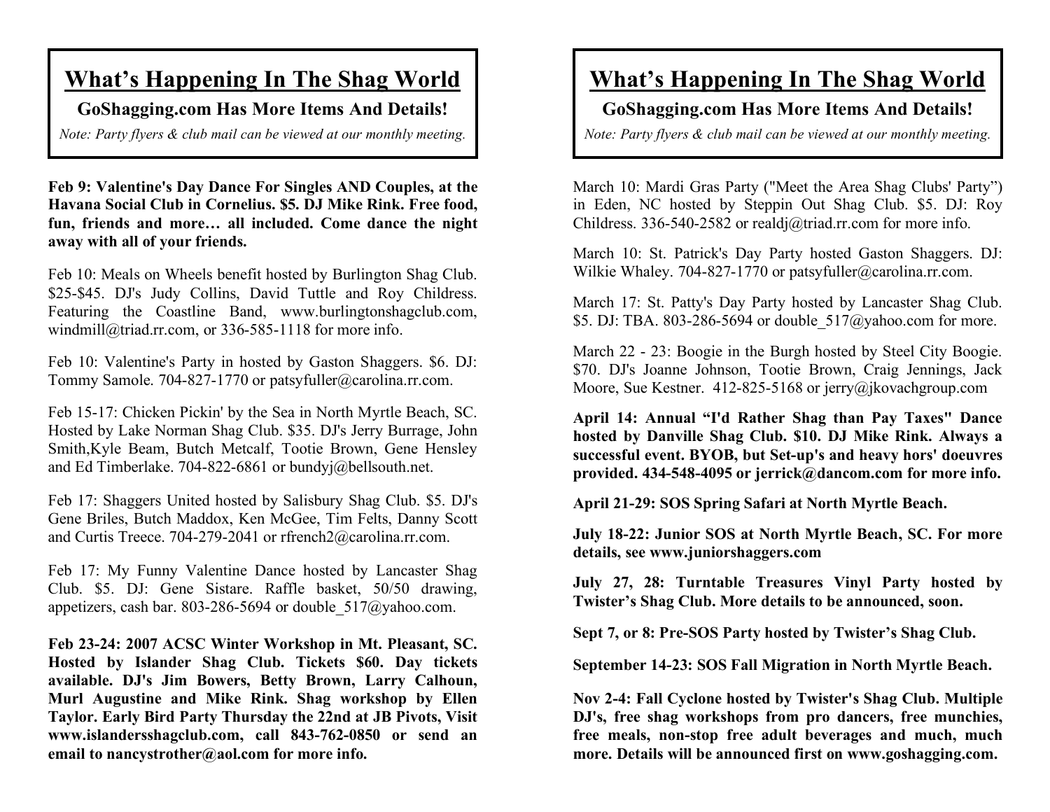# What's Happening In The Shag World

**GoShagging.com Has More Items And Details!**

*Note: Party flyers & club mail can be viewed at our monthly meeting.*

**Feb 9: Valentine's Day Dance For Singles AND Couples, at the Havana Social Club in Cornelius. $5. DJ Mike Rink. Free food, fun, friends and more… all included. Come dance the night away with all of your friends.**

Feb 10: Meals on Wheels benefit hosted by Burlington Shag Club. $25-$45. DJ's Judy Collins, David Tuttle and Roy Childress. Featuring the Coastline Band, www.burlingtonshagclub.com, windmill@triad.rr.com, or 336-585-1118 for more info.

Feb 10: Valentine's Party in hosted by Gaston Shaggers. $6. DJ: Tommy Samole. 704-827-1770 or patsyfuller@carolina.rr.com.

Feb 15-17: Chicken Pickin' by the Sea in North Myrtle Beach, SC. Hosted by Lake Norman Shag Club. $35. DJ's Jerry Burrage, John Smith,Kyle Beam, Butch Metcalf, Tootie Brown, Gene Hensley and Ed Timberlake. 704-822-6861 or bundyj@bellsouth.net.

Feb 17: Shaggers United hosted by Salisbury Shag Club. $5. DJ's Gene Briles, Butch Maddox, Ken McGee, Tim Felts, Danny Scott and Curtis Treece. 704-279-2041 or rfrench2@carolina.rr.com.

Feb 17: My Funny Valentine Dance hosted by Lancaster Shag Club. $5. DJ: Gene Sistare. Raffle basket, 50/50 drawing, appetizers, cash bar. 803-286-5694 or double_517@yahoo.com.

**Feb 23-24: 2007 ACSC Winter Workshop in Mt. Pleasant, SC. Hosted by Islander Shag Club. Tickets $60. Day tickets available. DJ's Jim Bowers, Betty Brown, Larry Calhoun, Murl Augustine and Mike Rink. Shag workshop by Ellen Taylor. Early Bird Party Thursday the 22nd at JB Pivots, Visit www.islandersshagclub.com, call 843-762-0850 or send an email to nancystrother@aol.com for more info.**

# What's Happening In The Shag World

**GoShagging.com Has More Items And Details!**

*Note: Party flyers & club mail can be viewed at our monthly meeting.*

March 10: Mardi Gras Party ("Meet the Area Shag Clubs' Party") in Eden, NC hosted by Steppin Out Shag Club. $5. DJ: Roy Childress. 336-540-2582 or realdj@triad.rr.com for more info.

March 10: St. Patrick's Day Party hosted Gaston Shaggers. DJ: Wilkie Whaley. 704-827-1770 or patsyfuller@carolina.rr.com.

March 17: St. Patty's Day Party hosted by Lancaster Shag Club. $5. DJ: TBA. 803-286-5694 or double_517@yahoo.com for more.

March 22 - 23: Boogie in the Burgh hosted by Steel City Boogie. $70. DJ's Joanne Johnson, Tootie Brown, Craig Jennings, Jack Moore, Sue Kestner. 412-825-5168 or jerry@jkovachgroup.com

**April 14: Annual "I'd Rather Shag than Pay Taxes" Dance hosted by Danville Shag Club. $10. DJ Mike Rink. Always a successful event. BYOB, but Set-up's and heavy hors' doeuvres provided. 434-548-4095 or jerrick@dancom.com for more info.**

**April 21-29: SOS Spring Safari at North Myrtle Beach.**

**July 18-22: Junior SOS at North Myrtle Beach, SC. For more details, see www.juniorshaggers.com**

**July 27, 28: Turntable Treasures Vinyl Party hosted by Twister's Shag Club. More details to be announced, soon.**

**Sept 7, or 8: Pre-SOS Party hosted by Twister's Shag Club.**

**September 14-23: SOS Fall Migration in North Myrtle Beach.**

**Nov 2-4: Fall Cyclone hosted by Twister's Shag Club. Multiple DJ's, free shag workshops from pro dancers, free munchies, free meals, non-stop free adult beverages and much, much more. Details will be announced first on www.goshagging.com.**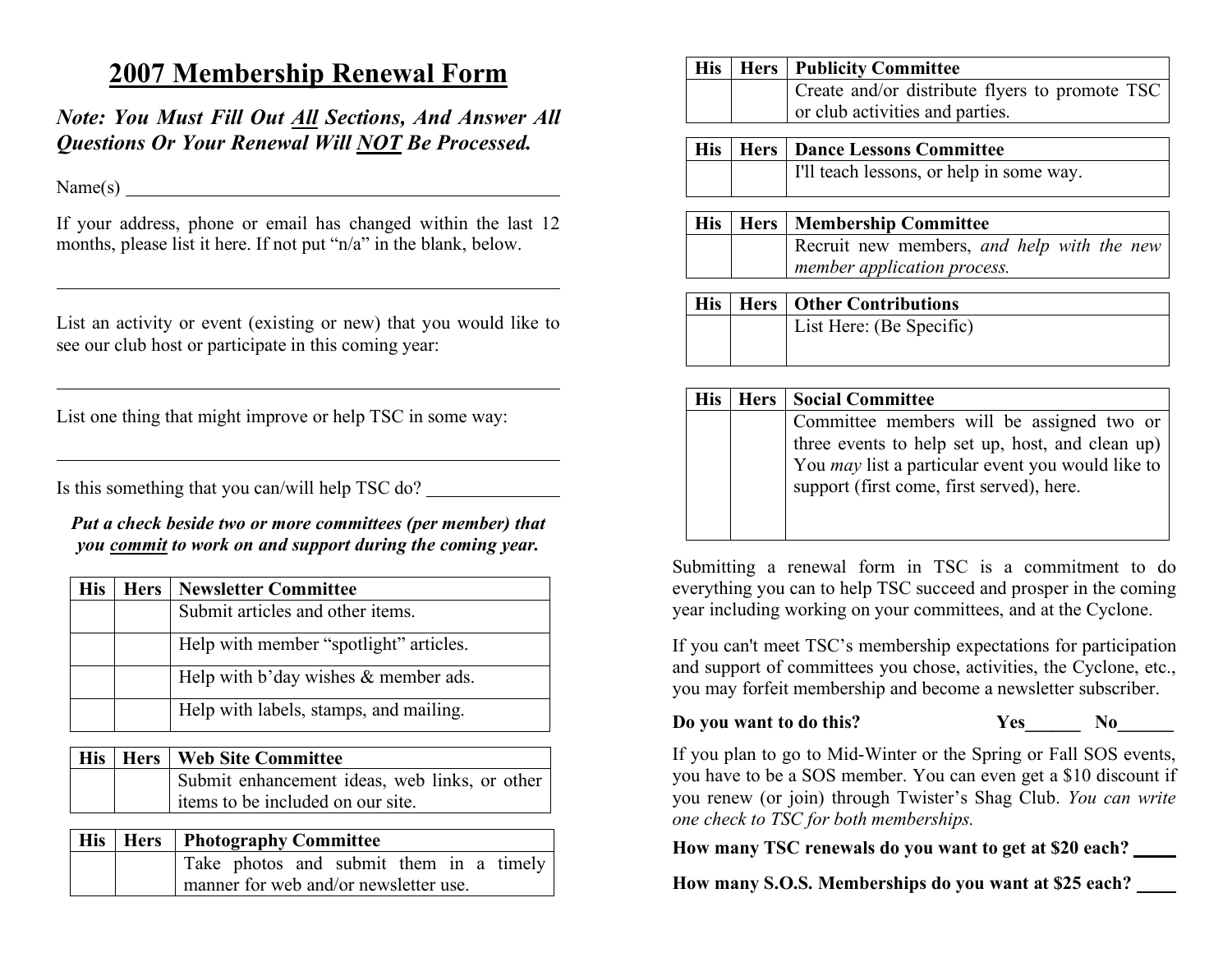# 2007 Membership Renewal Form

***Note: You Must Fill Out All Sections, And Answer All Questions Or Your Renewal Will NOT Be Processed.***

Name(s) ________________________________________________

If your address, phone or email has changed within the last 12 months, please list it here. If not put "n/a" in the blank, below.

________________________________________________________

List an activity or event (existing or new) that you would like to see our club host or participate in this coming year:

________________________________________________________

List one thing that might improve or help TSC in some way:

________________________________________________________

Is this something that you can/will help TSC do? _______________

***Put a check beside two or more committees (per member) that you commit to work on and support during the coming year.***

| His | Hers | Newsletter Committee |
|---|---|---|
| | | Submit articles and other items. |
| | | Help with member "spotlight" articles. |
| | | Help with b'day wishes & member ads. |
| | | Help with labels, stamps, and mailing. |

| His | Hers | Web Site Committee |
|---|---|---|
| | | Submit enhancement ideas, web links, or other items to be included on our site. |

| His | Hers | Photography Committee |
|---|---|---|
| | | Take photos and submit them in a timely manner for web and/or newsletter use. |

| His | Hers | Publicity Committee |
|---|---|---|
| | | Create and/or distribute flyers to promote TSC or club activities and parties. |

| His | Hers | Dance Lessons Committee |
|---|---|---|
| | | I'll teach lessons, or help in some way. |

| His | Hers | Membership Committee |
|---|---|---|
| | | Recruit new members, *and help with the new member application process.* |

| His | Hers | Other Contributions |
|---|---|---|
| | | List Here: (Be Specific) |

| His | Hers | Social Committee |
|---|---|---|
| | | Committee members will be assigned two or three events to help set up, host, and clean up) You *may* list a particular event you would like to support (first come, first served), here. |

Submitting a renewal form in TSC is a commitment to do everything you can to help TSC succeed and prosper in the coming year including working on your committees, and at the Cyclone.

If you can't meet TSC's membership expectations for participation and support of committees you chose, activities, the Cyclone, etc., you may forfeit membership and become a newsletter subscriber.

**Do you want to do this? Yes______ No______**

If you plan to go to Mid-Winter or the Spring or Fall SOS events, you have to be a SOS member. You can even get a $10 discount if you renew (or join) through Twister's Shag Club. *You can write one check to TSC for both memberships.*

**How many TSC renewals do you want to get at $20 each? _____**

**How many S.O.S. Memberships do you want at $25 each? _____**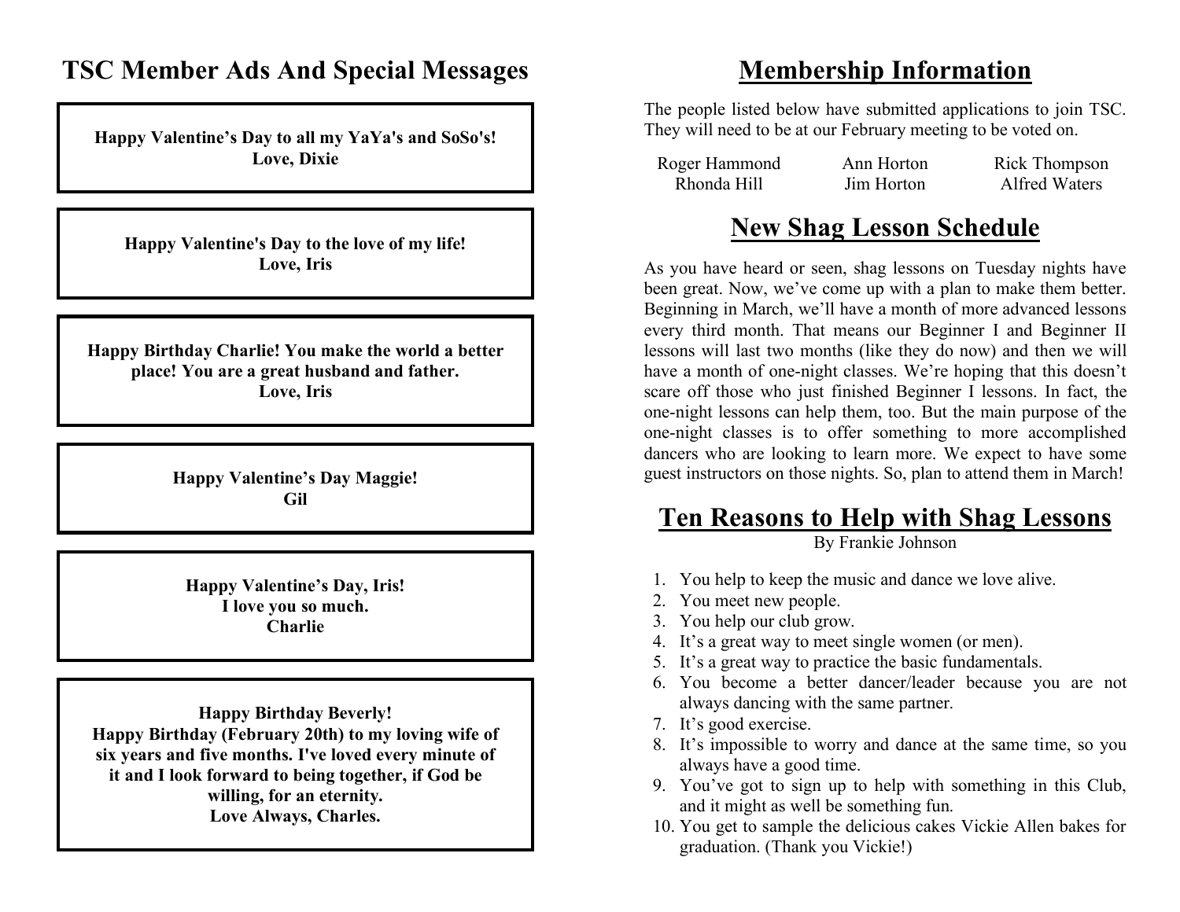# TSC Member Ads And Special Messages

**Happy Valentine's Day to all my YaYa's and SoSo's!**
**Love, Dixie**

**Happy Valentine's Day to the love of my life!**
**Love, Iris**

**Happy Birthday Charlie! You make the world a better place! You are a great husband and father.**
**Love, Iris**

**Happy Valentine's Day Maggie!**
**Gil**

**Happy Valentine's Day, Iris!**
**I love you so much.**
**Charlie**

**Happy Birthday Beverly!**
**Happy Birthday (February 20th) to my loving wife of six years and five months. I've loved every minute of it and I look forward to being together, if God be willing, for an eternity.**
**Love Always, Charles.**

# Membership Information

The people listed below have submitted applications to join TSC. They will need to be at our February meeting to be voted on.

| | | |
|---|---|---|
| Roger Hammond | Ann Horton | Rick Thompson |
| Rhonda Hill | Jim Horton | Alfred Waters |

# New Shag Lesson Schedule

As you have heard or seen, shag lessons on Tuesday nights have been great. Now, we've come up with a plan to make them better. Beginning in March, we'll have a month of more advanced lessons every third month. That means our Beginner I and Beginner II lessons will last two months (like they do now) and then we will have a month of one-night classes. We're hoping that this doesn't scare off those who just finished Beginner I lessons. In fact, the one-night lessons can help them, too. But the main purpose of the one-night classes is to offer something to more accomplished dancers who are looking to learn more. We expect to have some guest instructors on those nights. So, plan to attend them in March!

# Ten Reasons to Help with Shag Lessons

By Frankie Johnson

1. You help to keep the music and dance we love alive.
2. You meet new people.
3. You help our club grow.
4. It's a great way to meet single women (or men).
5. It's a great way to practice the basic fundamentals.
6. You become a better dancer/leader because you are not always dancing with the same partner.
7. It's good exercise.
8. It's impossible to worry and dance at the same time, so you always have a good time.
9. You've got to sign up to help with something in this Club, and it might as well be something fun.
10. You get to sample the delicious cakes Vickie Allen bakes for graduation. (Thank you Vickie!)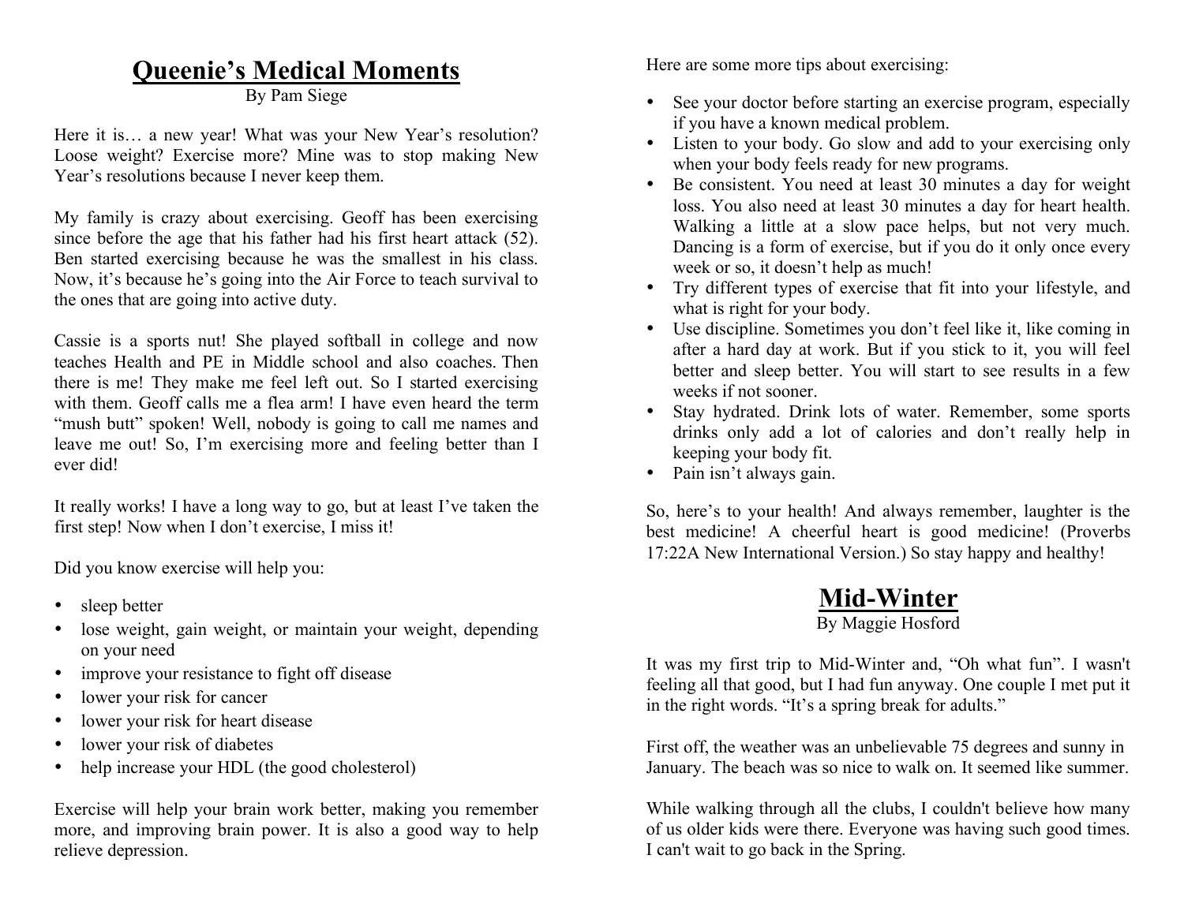## Queenie's Medical Moments

By Pam Siege

Here it is… a new year! What was your New Year's resolution? Loose weight? Exercise more? Mine was to stop making New Year's resolutions because I never keep them.

My family is crazy about exercising. Geoff has been exercising since before the age that his father had his first heart attack (52). Ben started exercising because he was the smallest in his class. Now, it's because he's going into the Air Force to teach survival to the ones that are going into active duty.

Cassie is a sports nut! She played softball in college and now teaches Health and PE in Middle school and also coaches. Then there is me! They make me feel left out. So I started exercising with them. Geoff calls me a flea arm! I have even heard the term "mush butt" spoken! Well, nobody is going to call me names and leave me out! So, I'm exercising more and feeling better than I ever did!

It really works! I have a long way to go, but at least I've taken the first step! Now when I don't exercise, I miss it!

Did you know exercise will help you:

- sleep better
- lose weight, gain weight, or maintain your weight, depending on your need
- improve your resistance to fight off disease
- lower your risk for cancer
- lower your risk for heart disease
- lower your risk of diabetes
- help increase your HDL (the good cholesterol)

Exercise will help your brain work better, making you remember more, and improving brain power. It is also a good way to help relieve depression.

Here are some more tips about exercising:

- See your doctor before starting an exercise program, especially if you have a known medical problem.
- Listen to your body. Go slow and add to your exercising only when your body feels ready for new programs.
- Be consistent. You need at least 30 minutes a day for weight loss. You also need at least 30 minutes a day for heart health. Walking a little at a slow pace helps, but not very much. Dancing is a form of exercise, but if you do it only once every week or so, it doesn't help as much!
- Try different types of exercise that fit into your lifestyle, and what is right for your body.
- Use discipline. Sometimes you don't feel like it, like coming in after a hard day at work. But if you stick to it, you will feel better and sleep better. You will start to see results in a few weeks if not sooner.
- Stay hydrated. Drink lots of water. Remember, some sports drinks only add a lot of calories and don't really help in keeping your body fit.
- Pain isn't always gain.

So, here's to your health! And always remember, laughter is the best medicine! A cheerful heart is good medicine! (Proverbs 17:22A New International Version.) So stay happy and healthy!

## Mid-Winter

By Maggie Hosford

It was my first trip to Mid-Winter and, "Oh what fun". I wasn't feeling all that good, but I had fun anyway. One couple I met put it in the right words. "It's a spring break for adults."

First off, the weather was an unbelievable 75 degrees and sunny in January. The beach was so nice to walk on. It seemed like summer.

While walking through all the clubs, I couldn't believe how many of us older kids were there. Everyone was having such good times. I can't wait to go back in the Spring.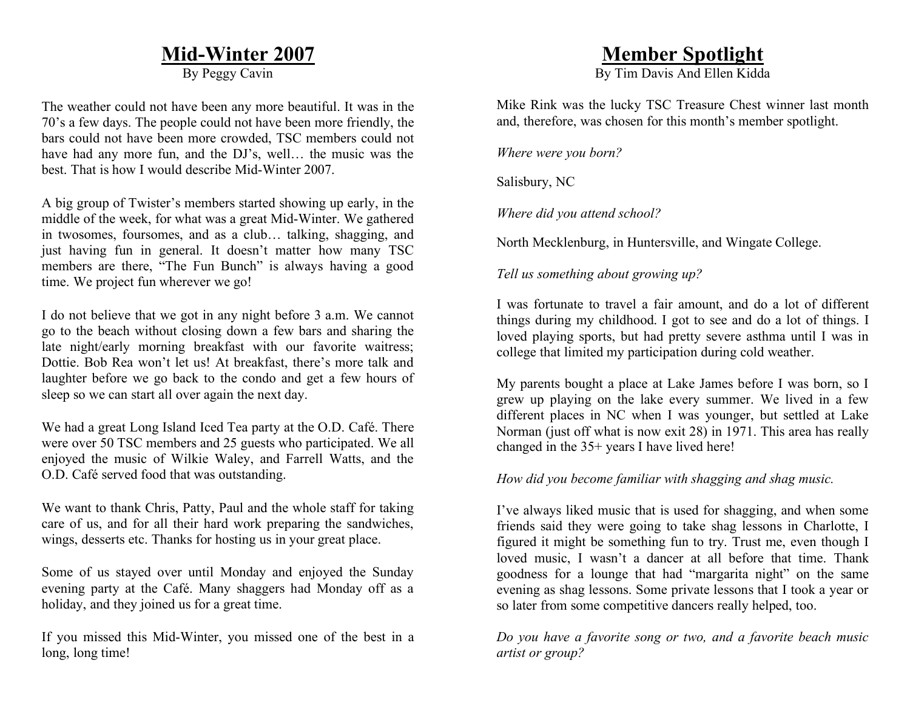# Mid-Winter 2007

By Peggy Cavin

The weather could not have been any more beautiful. It was in the 70's a few days. The people could not have been more friendly, the bars could not have been more crowded, TSC members could not have had any more fun, and the DJ's, well… the music was the best. That is how I would describe Mid-Winter 2007.

A big group of Twister's members started showing up early, in the middle of the week, for what was a great Mid-Winter. We gathered in twosomes, foursomes, and as a club… talking, shagging, and just having fun in general. It doesn't matter how many TSC members are there, "The Fun Bunch" is always having a good time. We project fun wherever we go!

I do not believe that we got in any night before 3 a.m. We cannot go to the beach without closing down a few bars and sharing the late night/early morning breakfast with our favorite waitress; Dottie. Bob Rea won't let us! At breakfast, there's more talk and laughter before we go back to the condo and get a few hours of sleep so we can start all over again the next day.

We had a great Long Island Iced Tea party at the O.D. Café. There were over 50 TSC members and 25 guests who participated. We all enjoyed the music of Wilkie Waley, and Farrell Watts, and the O.D. Café served food that was outstanding.

We want to thank Chris, Patty, Paul and the whole staff for taking care of us, and for all their hard work preparing the sandwiches, wings, desserts etc. Thanks for hosting us in your great place.

Some of us stayed over until Monday and enjoyed the Sunday evening party at the Café. Many shaggers had Monday off as a holiday, and they joined us for a great time.

If you missed this Mid-Winter, you missed one of the best in a long, long time!

# Member Spotlight

By Tim Davis And Ellen Kidda

Mike Rink was the lucky TSC Treasure Chest winner last month and, therefore, was chosen for this month's member spotlight.

*Where were you born?*

Salisbury, NC

*Where did you attend school?*

North Mecklenburg, in Huntersville, and Wingate College.

*Tell us something about growing up?*

I was fortunate to travel a fair amount, and do a lot of different things during my childhood. I got to see and do a lot of things. I loved playing sports, but had pretty severe asthma until I was in college that limited my participation during cold weather.

My parents bought a place at Lake James before I was born, so I grew up playing on the lake every summer. We lived in a few different places in NC when I was younger, but settled at Lake Norman (just off what is now exit 28) in 1971. This area has really changed in the 35+ years I have lived here!

*How did you become familiar with shagging and shag music.*

I've always liked music that is used for shagging, and when some friends said they were going to take shag lessons in Charlotte, I figured it might be something fun to try. Trust me, even though I loved music, I wasn't a dancer at all before that time. Thank goodness for a lounge that had "margarita night" on the same evening as shag lessons. Some private lessons that I took a year or so later from some competitive dancers really helped, too.

*Do you have a favorite song or two, and a favorite beach music artist or group?*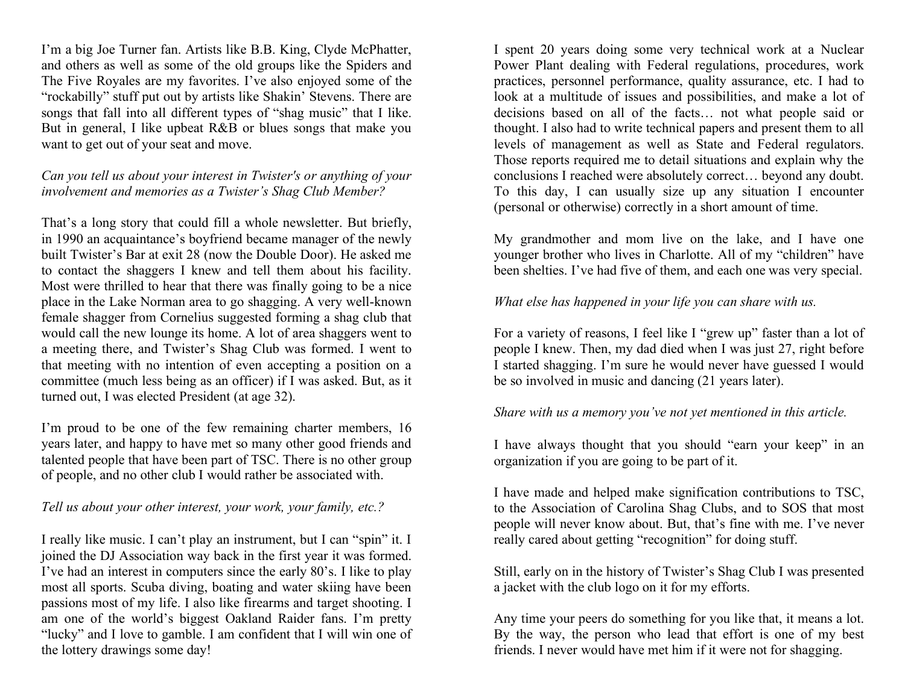I'm a big Joe Turner fan. Artists like B.B. King, Clyde McPhatter, and others as well as some of the old groups like the Spiders and The Five Royales are my favorites. I've also enjoyed some of the "rockabilly" stuff put out by artists like Shakin' Stevens. There are songs that fall into all different types of "shag music" that I like. But in general, I like upbeat R&B or blues songs that make you want to get out of your seat and move.

*Can you tell us about your interest in Twister's or anything of your involvement and memories as a Twister's Shag Club Member?*

That's a long story that could fill a whole newsletter. But briefly, in 1990 an acquaintance's boyfriend became manager of the newly built Twister's Bar at exit 28 (now the Double Door). He asked me to contact the shaggers I knew and tell them about his facility. Most were thrilled to hear that there was finally going to be a nice place in the Lake Norman area to go shagging. A very well-known female shagger from Cornelius suggested forming a shag club that would call the new lounge its home. A lot of area shaggers went to a meeting there, and Twister's Shag Club was formed. I went to that meeting with no intention of even accepting a position on a committee (much less being as an officer) if I was asked. But, as it turned out, I was elected President (at age 32).

I'm proud to be one of the few remaining charter members, 16 years later, and happy to have met so many other good friends and talented people that have been part of TSC. There is no other group of people, and no other club I would rather be associated with.

*Tell us about your other interest, your work, your family, etc.?*

I really like music. I can't play an instrument, but I can "spin" it. I joined the DJ Association way back in the first year it was formed. I've had an interest in computers since the early 80's. I like to play most all sports. Scuba diving, boating and water skiing have been passions most of my life. I also like firearms and target shooting. I am one of the world's biggest Oakland Raider fans. I'm pretty "lucky" and I love to gamble. I am confident that I will win one of the lottery drawings some day!

I spent 20 years doing some very technical work at a Nuclear Power Plant dealing with Federal regulations, procedures, work practices, personnel performance, quality assurance, etc. I had to look at a multitude of issues and possibilities, and make a lot of decisions based on all of the facts… not what people said or thought. I also had to write technical papers and present them to all levels of management as well as State and Federal regulators. Those reports required me to detail situations and explain why the conclusions I reached were absolutely correct… beyond any doubt. To this day, I can usually size up any situation I encounter (personal or otherwise) correctly in a short amount of time.

My grandmother and mom live on the lake, and I have one younger brother who lives in Charlotte. All of my "children" have been shelties. I've had five of them, and each one was very special.

*What else has happened in your life you can share with us.*

For a variety of reasons, I feel like I "grew up" faster than a lot of people I knew. Then, my dad died when I was just 27, right before I started shagging. I'm sure he would never have guessed I would be so involved in music and dancing (21 years later).

*Share with us a memory you've not yet mentioned in this article.*

I have always thought that you should "earn your keep" in an organization if you are going to be part of it.

I have made and helped make signification contributions to TSC, to the Association of Carolina Shag Clubs, and to SOS that most people will never know about. But, that's fine with me. I've never really cared about getting "recognition" for doing stuff.

Still, early on in the history of Twister's Shag Club I was presented a jacket with the club logo on it for my efforts.

Any time your peers do something for you like that, it means a lot. By the way, the person who lead that effort is one of my best friends. I never would have met him if it were not for shagging.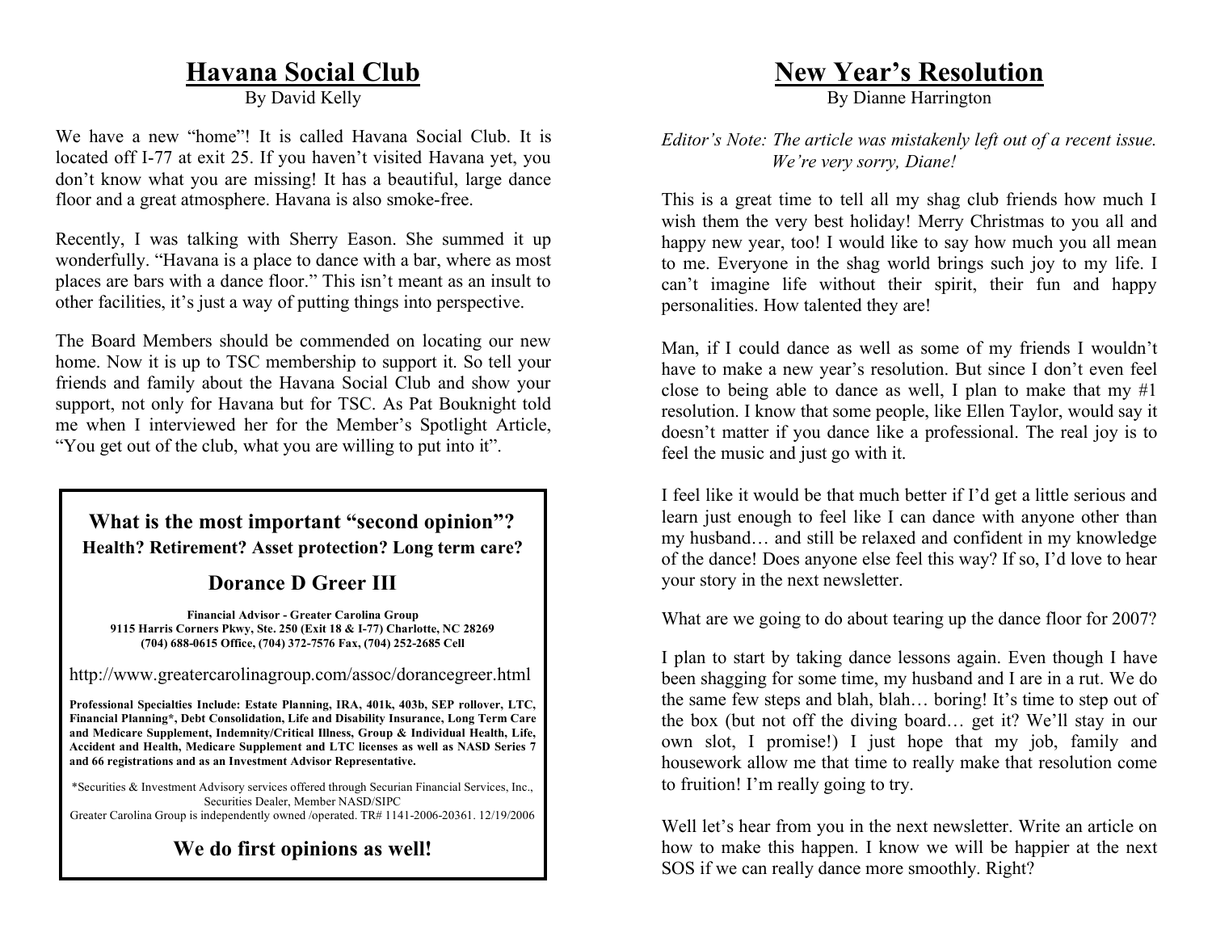## Havana Social Club

By David Kelly

We have a new "home"! It is called Havana Social Club. It is located off I-77 at exit 25. If you haven't visited Havana yet, you don't know what you are missing! It has a beautiful, large dance floor and a great atmosphere. Havana is also smoke-free.

Recently, I was talking with Sherry Eason. She summed it up wonderfully. "Havana is a place to dance with a bar, where as most places are bars with a dance floor." This isn't meant as an insult to other facilities, it's just a way of putting things into perspective.

The Board Members should be commended on locating our new home. Now it is up to TSC membership to support it. So tell your friends and family about the Havana Social Club and show your support, not only for Havana but for TSC. As Pat Bouknight told me when I interviewed her for the Member's Spotlight Article, "You get out of the club, what you are willing to put into it".

---

**What is the most important "second opinion"?**
**Health? Retirement? Asset protection? Long term care?**

**Dorance D Greer III**

**Financial Advisor - Greater Carolina Group**
**9115 Harris Corners Pkwy, Ste. 250 (Exit 18 & I-77) Charlotte, NC 28269**
**(704) 688-0615 Office, (704) 372-7576 Fax, (704) 252-2685 Cell**

http://www.greatercarolinagroup.com/assoc/dorancegreer.html

**Professional Specialties Include: Estate Planning, IRA, 401k, 403b, SEP rollover, LTC, Financial Planning\*, Debt Consolidation, Life and Disability Insurance, Long Term Care and Medicare Supplement, Indemnity/Critical Illness, Group & Individual Health, Life, Accident and Health, Medicare Supplement and LTC licenses as well as NASD Series 7 and 66 registrations and as an Investment Advisor Representative.**

\*Securities & Investment Advisory services offered through Securian Financial Services, Inc., Securities Dealer, Member NASD/SIPC
Greater Carolina Group is independently owned /operated. TR# 1141-2006-20361. 12/19/2006

**We do first opinions as well!**

---

## New Year's Resolution

By Dianne Harrington

*Editor's Note: The article was mistakenly left out of a recent issue. We're very sorry, Diane!*

This is a great time to tell all my shag club friends how much I wish them the very best holiday! Merry Christmas to you all and happy new year, too! I would like to say how much you all mean to me. Everyone in the shag world brings such joy to my life. I can't imagine life without their spirit, their fun and happy personalities. How talented they are!

Man, if I could dance as well as some of my friends I wouldn't have to make a new year's resolution. But since I don't even feel close to being able to dance as well, I plan to make that my #1 resolution. I know that some people, like Ellen Taylor, would say it doesn't matter if you dance like a professional. The real joy is to feel the music and just go with it.

I feel like it would be that much better if I'd get a little serious and learn just enough to feel like I can dance with anyone other than my husband… and still be relaxed and confident in my knowledge of the dance! Does anyone else feel this way? If so, I'd love to hear your story in the next newsletter.

What are we going to do about tearing up the dance floor for 2007?

I plan to start by taking dance lessons again. Even though I have been shagging for some time, my husband and I are in a rut. We do the same few steps and blah, blah… boring! It's time to step out of the box (but not off the diving board… get it? We'll stay in our own slot, I promise!) I just hope that my job, family and housework allow me that time to really make that resolution come to fruition! I'm really going to try.

Well let's hear from you in the next newsletter. Write an article on how to make this happen. I know we will be happier at the next SOS if we can really dance more smoothly. Right?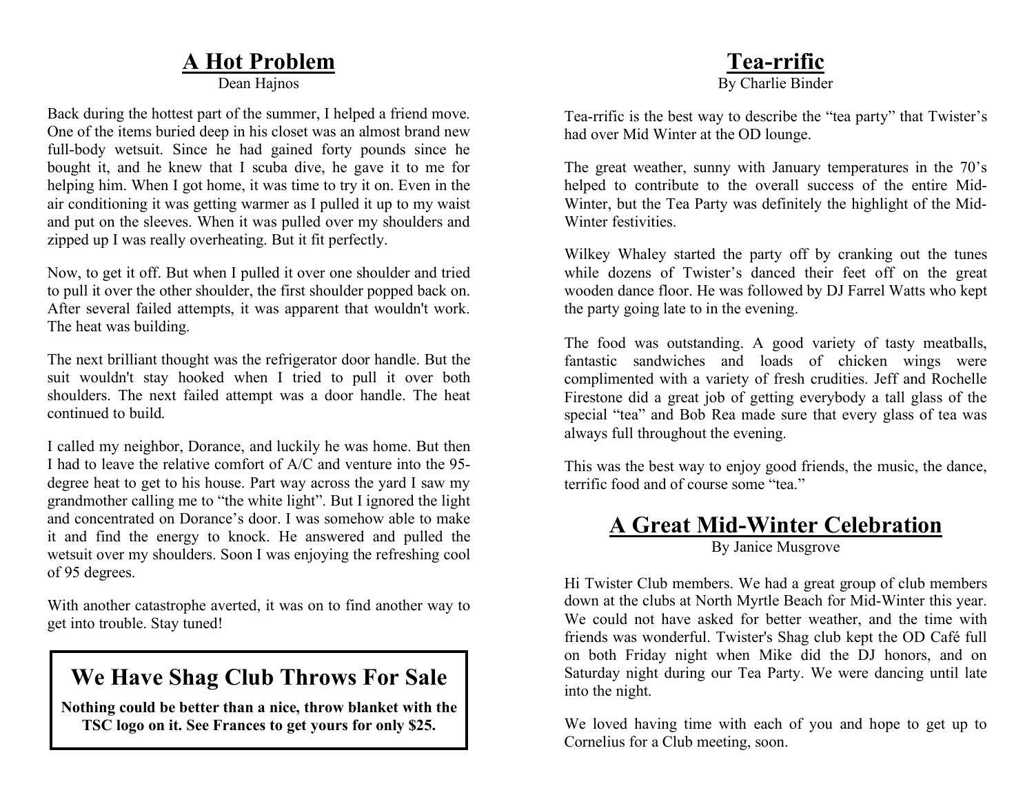## A Hot Problem

Dean Hajnos

Back during the hottest part of the summer, I helped a friend move. One of the items buried deep in his closet was an almost brand new full-body wetsuit. Since he had gained forty pounds since he bought it, and he knew that I scuba dive, he gave it to me for helping him. When I got home, it was time to try it on. Even in the air conditioning it was getting warmer as I pulled it up to my waist and put on the sleeves. When it was pulled over my shoulders and zipped up I was really overheating. But it fit perfectly.

Now, to get it off. But when I pulled it over one shoulder and tried to pull it over the other shoulder, the first shoulder popped back on. After several failed attempts, it was apparent that wouldn't work. The heat was building.

The next brilliant thought was the refrigerator door handle. But the suit wouldn't stay hooked when I tried to pull it over both shoulders. The next failed attempt was a door handle. The heat continued to build.

I called my neighbor, Dorance, and luckily he was home. But then I had to leave the relative comfort of A/C and venture into the 95-degree heat to get to his house. Part way across the yard I saw my grandmother calling me to "the white light". But I ignored the light and concentrated on Dorance's door. I was somehow able to make it and find the energy to knock. He answered and pulled the wetsuit over my shoulders. Soon I was enjoying the refreshing cool of 95 degrees.

With another catastrophe averted, it was on to find another way to get into trouble. Stay tuned!

## We Have Shag Club Throws For Sale

**Nothing could be better than a nice, throw blanket with the TSC logo on it. See Frances to get yours for only $25.**

## Tea-rrific

By Charlie Binder

Tea-rrific is the best way to describe the "tea party" that Twister's had over Mid Winter at the OD lounge.

The great weather, sunny with January temperatures in the 70's helped to contribute to the overall success of the entire Mid-Winter, but the Tea Party was definitely the highlight of the Mid-Winter festivities.

Wilkey Whaley started the party off by cranking out the tunes while dozens of Twister's danced their feet off on the great wooden dance floor. He was followed by DJ Farrel Watts who kept the party going late to in the evening.

The food was outstanding. A good variety of tasty meatballs, fantastic sandwiches and loads of chicken wings were complimented with a variety of fresh crudities. Jeff and Rochelle Firestone did a great job of getting everybody a tall glass of the special "tea" and Bob Rea made sure that every glass of tea was always full throughout the evening.

This was the best way to enjoy good friends, the music, the dance, terrific food and of course some "tea."

## A Great Mid-Winter Celebration

By Janice Musgrove

Hi Twister Club members. We had a great group of club members down at the clubs at North Myrtle Beach for Mid-Winter this year. We could not have asked for better weather, and the time with friends was wonderful. Twister's Shag club kept the OD Café full on both Friday night when Mike did the DJ honors, and on Saturday night during our Tea Party. We were dancing until late into the night.

We loved having time with each of you and hope to get up to Cornelius for a Club meeting, soon.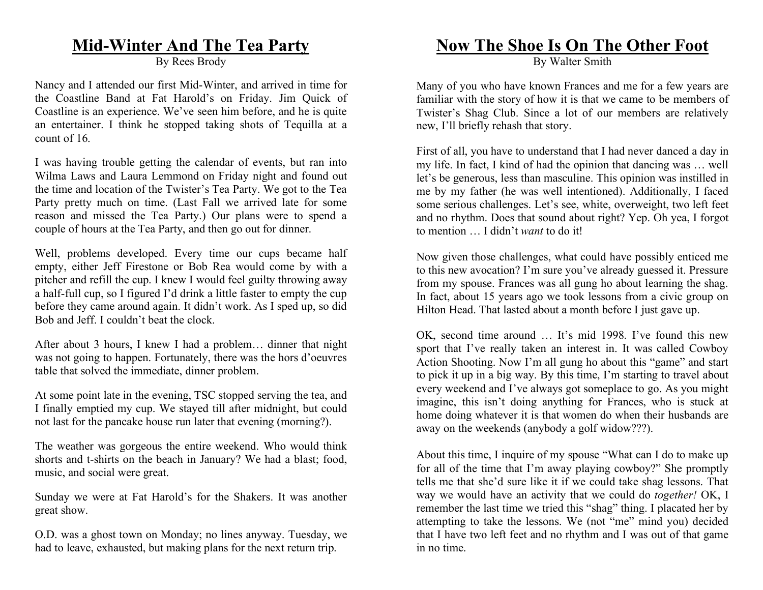# Mid-Winter And The Tea Party

By Rees Brody

Nancy and I attended our first Mid-Winter, and arrived in time for the Coastline Band at Fat Harold's on Friday. Jim Quick of Coastline is an experience. We've seen him before, and he is quite an entertainer. I think he stopped taking shots of Tequilla at a count of 16.

I was having trouble getting the calendar of events, but ran into Wilma Laws and Laura Lemmond on Friday night and found out the time and location of the Twister's Tea Party. We got to the Tea Party pretty much on time. (Last Fall we arrived late for some reason and missed the Tea Party.) Our plans were to spend a couple of hours at the Tea Party, and then go out for dinner.

Well, problems developed. Every time our cups became half empty, either Jeff Firestone or Bob Rea would come by with a pitcher and refill the cup. I knew I would feel guilty throwing away a half-full cup, so I figured I'd drink a little faster to empty the cup before they came around again. It didn't work. As I sped up, so did Bob and Jeff. I couldn't beat the clock.

After about 3 hours, I knew I had a problem… dinner that night was not going to happen. Fortunately, there was the hors d'oeuvres table that solved the immediate, dinner problem.

At some point late in the evening, TSC stopped serving the tea, and I finally emptied my cup. We stayed till after midnight, but could not last for the pancake house run later that evening (morning?).

The weather was gorgeous the entire weekend. Who would think shorts and t-shirts on the beach in January? We had a blast; food, music, and social were great.

Sunday we were at Fat Harold's for the Shakers. It was another great show.

O.D. was a ghost town on Monday; no lines anyway. Tuesday, we had to leave, exhausted, but making plans for the next return trip.

# Now The Shoe Is On The Other Foot

By Walter Smith

Many of you who have known Frances and me for a few years are familiar with the story of how it is that we came to be members of Twister's Shag Club. Since a lot of our members are relatively new, I'll briefly rehash that story.

First of all, you have to understand that I had never danced a day in my life. In fact, I kind of had the opinion that dancing was … well let's be generous, less than masculine. This opinion was instilled in me by my father (he was well intentioned). Additionally, I faced some serious challenges. Let's see, white, overweight, two left feet and no rhythm. Does that sound about right? Yep. Oh yea, I forgot to mention … I didn't *want* to do it!

Now given those challenges, what could have possibly enticed me to this new avocation? I'm sure you've already guessed it. Pressure from my spouse. Frances was all gung ho about learning the shag. In fact, about 15 years ago we took lessons from a civic group on Hilton Head. That lasted about a month before I just gave up.

OK, second time around … It's mid 1998. I've found this new sport that I've really taken an interest in. It was called Cowboy Action Shooting. Now I'm all gung ho about this "game" and start to pick it up in a big way. By this time, I'm starting to travel about every weekend and I've always got someplace to go. As you might imagine, this isn't doing anything for Frances, who is stuck at home doing whatever it is that women do when their husbands are away on the weekends (anybody a golf widow???).

About this time, I inquire of my spouse "What can I do to make up for all of the time that I'm away playing cowboy?" She promptly tells me that she'd sure like it if we could take shag lessons. That way we would have an activity that we could do *together!* OK, I remember the last time we tried this "shag" thing. I placated her by attempting to take the lessons. We (not "me" mind you) decided that I have two left feet and no rhythm and I was out of that game in no time.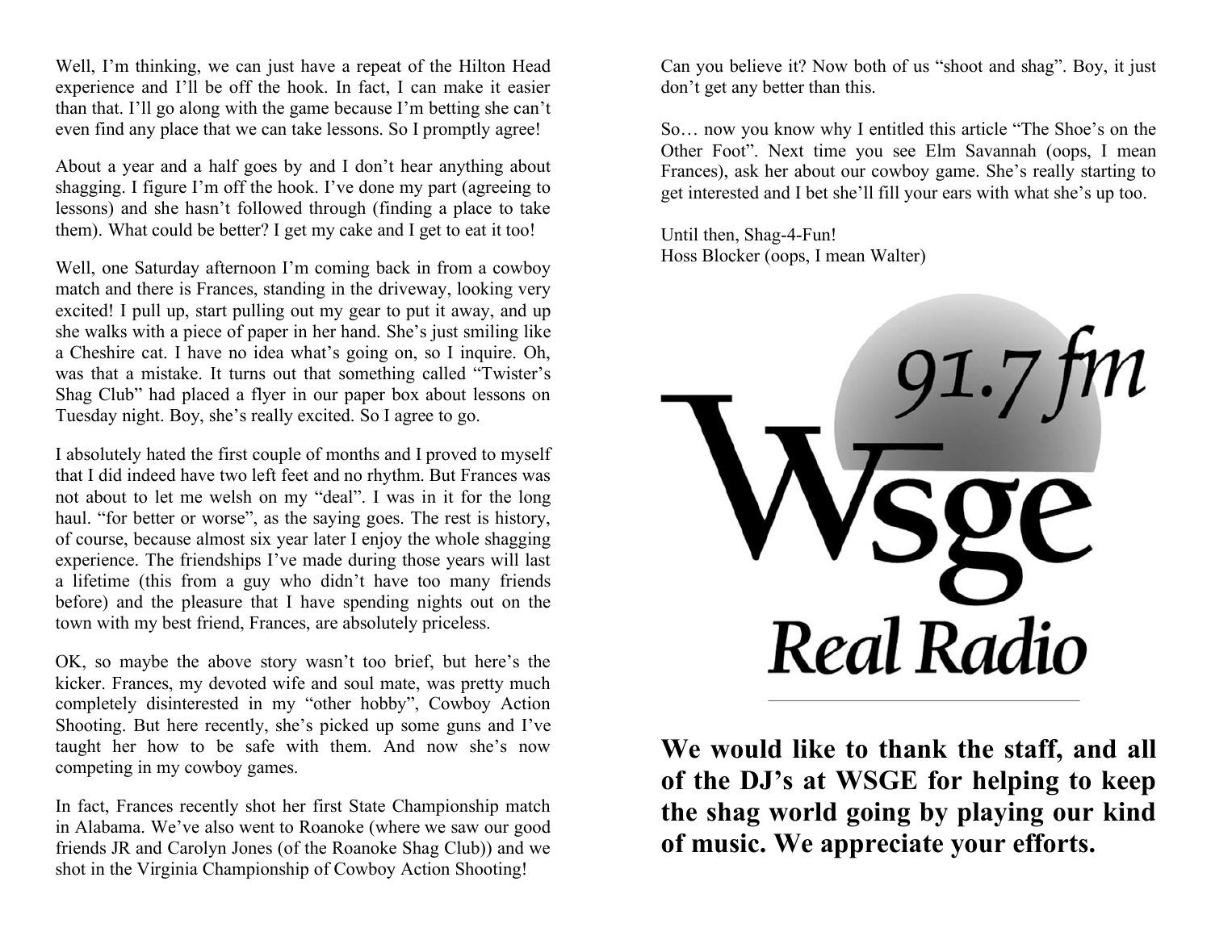Well, I'm thinking, we can just have a repeat of the Hilton Head experience and I'll be off the hook. In fact, I can make it easier than that. I'll go along with the game because I'm betting she can't even find any place that we can take lessons. So I promptly agree!

About a year and a half goes by and I don't hear anything about shagging. I figure I'm off the hook. I've done my part (agreeing to lessons) and she hasn't followed through (finding a place to take them). What could be better? I get my cake and I get to eat it too!

Well, one Saturday afternoon I'm coming back in from a cowboy match and there is Frances, standing in the driveway, looking very excited! I pull up, start pulling out my gear to put it away, and up she walks with a piece of paper in her hand. She's just smiling like a Cheshire cat. I have no idea what's going on, so I inquire. Oh, was that a mistake. It turns out that something called "Twister's Shag Club" had placed a flyer in our paper box about lessons on Tuesday night. Boy, she's really excited. So I agree to go.

I absolutely hated the first couple of months and I proved to myself that I did indeed have two left feet and no rhythm. But Frances was not about to let me welsh on my "deal". I was in it for the long haul. "for better or worse", as the saying goes. The rest is history, of course, because almost six year later I enjoy the whole shagging experience. The friendships I've made during those years will last a lifetime (this from a guy who didn't have too many friends before) and the pleasure that I have spending nights out on the town with my best friend, Frances, are absolutely priceless.

OK, so maybe the above story wasn't too brief, but here's the kicker. Frances, my devoted wife and soul mate, was pretty much completely disinterested in my "other hobby", Cowboy Action Shooting. But here recently, she's picked up some guns and I've taught her how to be safe with them. And now she's now competing in my cowboy games.

In fact, Frances recently shot her first State Championship match in Alabama. We've also went to Roanoke (where we saw our good friends JR and Carolyn Jones (of the Roanoke Shag Club)) and we shot in the Virginia Championship of Cowboy Action Shooting!

Can you believe it? Now both of us "shoot and shag". Boy, it just don't get any better than this.

So… now you know why I entitled this article "The Shoe's on the Other Foot". Next time you see Elm Savannah (oops, I mean Frances), ask her about our cowboy game. She's really starting to get interested and I bet she'll fill your ears with what she's up too.

Until then, Shag-4-Fun!
Hoss Blocker (oops, I mean Walter)

91.7 fm
Wsge
Real Radio

**We would like to thank the staff, and all of the DJ's at WSGE for helping to keep the shag world going by playing our kind of music. We appreciate your efforts.**